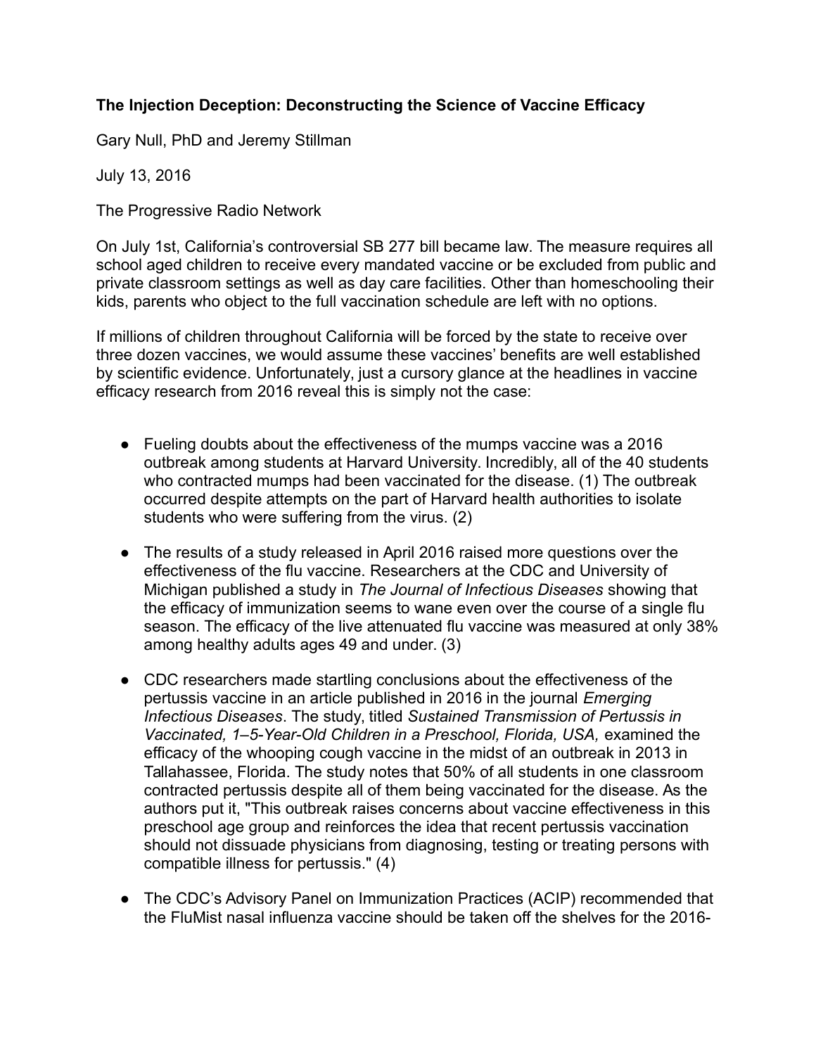**The Injection Deception: Deconstructing the Science of Vaccine Efficacy**

Gary Null, PhD and Jeremy Stillman

July 13, 2016

The Progressive Radio Network

On July 1st, California's controversial SB 277 bill became law. The measure requires all school aged children to receive every mandated vaccine or be excluded from public and private classroom settings as well as day care facilities. Other than homeschooling their kids, parents who object to the full vaccination schedule are left with no options.

If millions of children throughout California will be forced by the state to receive over three dozen vaccines, we would assume these vaccines' benefits are well established by scientific evidence. Unfortunately, just a cursory glance at the headlines in vaccine efficacy research from 2016 reveal this is simply not the case:

- Fueling doubts about the effectiveness of the mumps vaccine was a 2016 outbreak among students at Harvard University. Incredibly, all of the 40 students who contracted mumps had been vaccinated for the disease. (1) The outbreak occurred despite attempts on the part of Harvard health authorities to isolate students who were suffering from the virus. (2)

- The results of a study released in April 2016 raised more questions over the effectiveness of the flu vaccine. Researchers at the CDC and University of Michigan published a study in *The Journal of Infectious Diseases* showing that the efficacy of immunization seems to wane even over the course of a single flu season. The efficacy of the live attenuated flu vaccine was measured at only 38% among healthy adults ages 49 and under. (3)

- CDC researchers made startling conclusions about the effectiveness of the pertussis vaccine in an article published in 2016 in the journal *Emerging Infectious Diseases*. The study, titled *Sustained Transmission of Pertussis in Vaccinated, 1–5-Year-Old Children in a Preschool, Florida, USA,* examined the efficacy of the whooping cough vaccine in the midst of an outbreak in 2013 in Tallahassee, Florida. The study notes that 50% of all students in one classroom contracted pertussis despite all of them being vaccinated for the disease. As the authors put it, "This outbreak raises concerns about vaccine effectiveness in this preschool age group and reinforces the idea that recent pertussis vaccination should not dissuade physicians from diagnosing, testing or treating persons with compatible illness for pertussis." (4)

- The CDC's Advisory Panel on Immunization Practices (ACIP) recommended that the FluMist nasal influenza vaccine should be taken off the shelves for the 2016-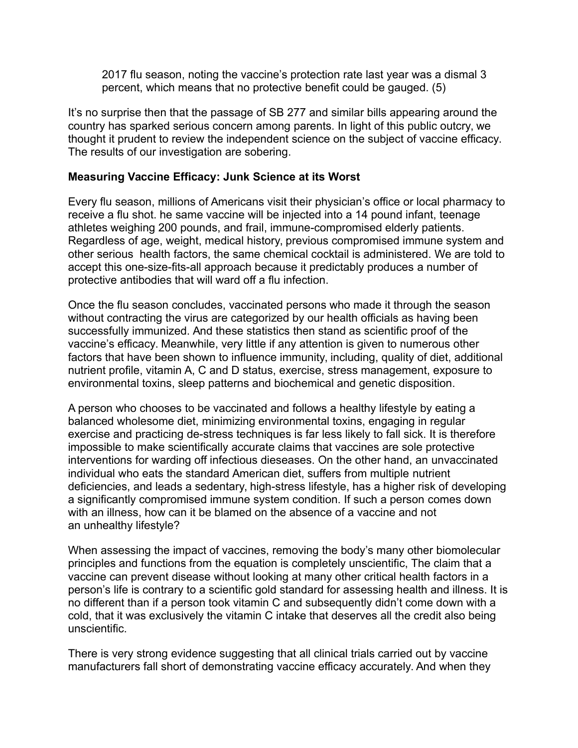2017 flu season, noting the vaccine's protection rate last year was a dismal 3 percent, which means that no protective benefit could be gauged. (5)

It's no surprise then that the passage of SB 277 and similar bills appearing around the country has sparked serious concern among parents. In light of this public outcry, we thought it prudent to review the independent science on the subject of vaccine efficacy. The results of our investigation are sobering.

**Measuring Vaccine Efficacy: Junk Science at its Worst**

Every flu season, millions of Americans visit their physician's office or local pharmacy to receive a flu shot. he same vaccine will be injected into a 14 pound infant, teenage athletes weighing 200 pounds, and frail, immune-compromised elderly patients. Regardless of age, weight, medical history, previous compromised immune system and other serious health factors, the same chemical cocktail is administered. We are told to accept this one-size-fits-all approach because it predictably produces a number of protective antibodies that will ward off a flu infection.

Once the flu season concludes, vaccinated persons who made it through the season without contracting the virus are categorized by our health officials as having been successfully immunized. And these statistics then stand as scientific proof of the vaccine's efficacy. Meanwhile, very little if any attention is given to numerous other factors that have been shown to influence immunity, including, quality of diet, additional nutrient profile, vitamin A, C and D status, exercise, stress management, exposure to environmental toxins, sleep patterns and biochemical and genetic disposition.

A person who chooses to be vaccinated and follows a healthy lifestyle by eating a balanced wholesome diet, minimizing environmental toxins, engaging in regular exercise and practicing de-stress techniques is far less likely to fall sick. It is therefore impossible to make scientifically accurate claims that vaccines are sole protective interventions for warding off infectious dieseases. On the other hand, an unvaccinated individual who eats the standard American diet, suffers from multiple nutrient deficiencies, and leads a sedentary, high-stress lifestyle, has a higher risk of developing a significantly compromised immune system condition. If such a person comes down with an illness, how can it be blamed on the absence of a vaccine and not an unhealthy lifestyle?

When assessing the impact of vaccines, removing the body's many other biomolecular principles and functions from the equation is completely unscientific, The claim that a vaccine can prevent disease without looking at many other critical health factors in a person's life is contrary to a scientific gold standard for assessing health and illness. It is no different than if a person took vitamin C and subsequently didn't come down with a cold, that it was exclusively the vitamin C intake that deserves all the credit also being unscientific.

There is very strong evidence suggesting that all clinical trials carried out by vaccine manufacturers fall short of demonstrating vaccine efficacy accurately. And when they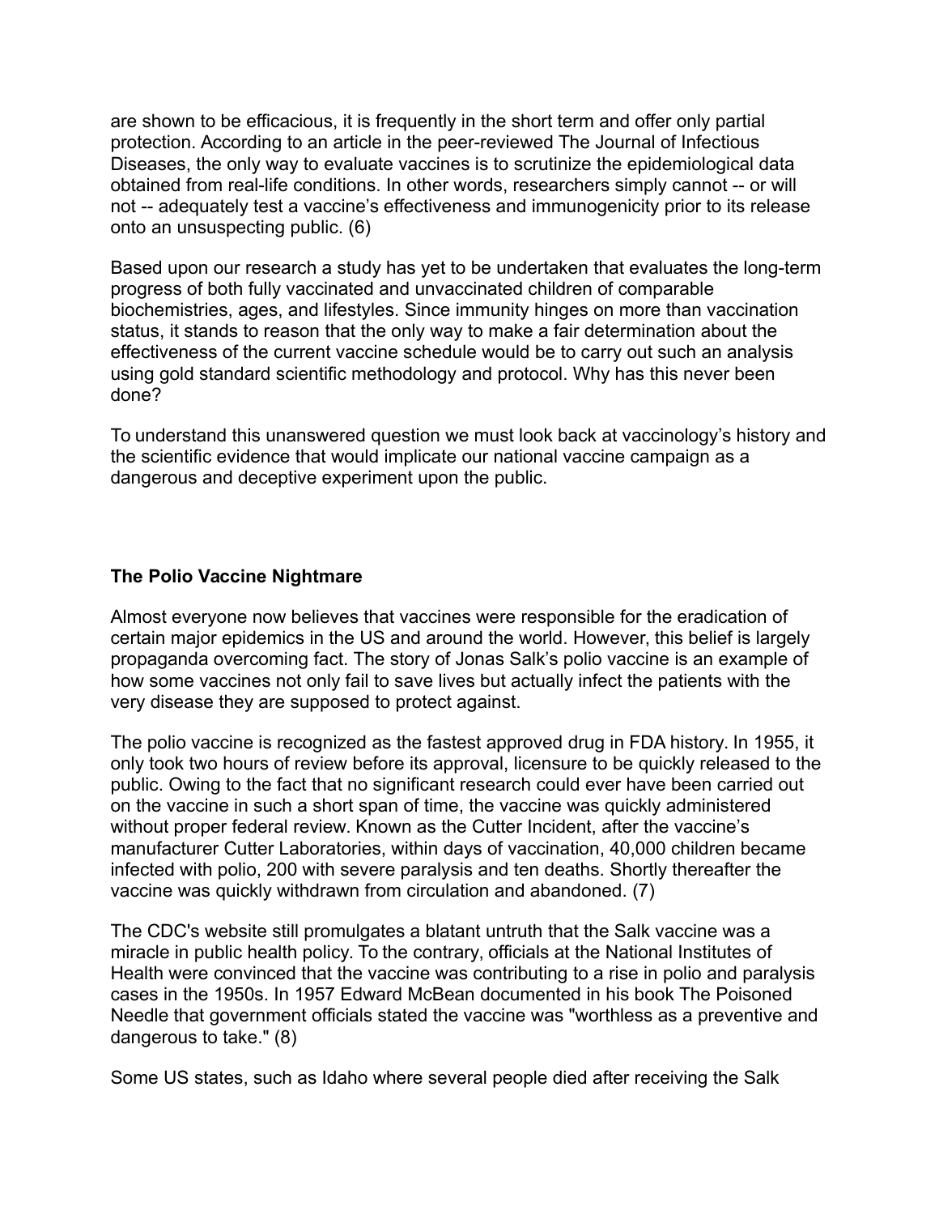are shown to be efficacious, it is frequently in the short term and offer only partial protection. According to an article in the peer-reviewed The Journal of Infectious Diseases, the only way to evaluate vaccines is to scrutinize the epidemiological data obtained from real-life conditions. In other words, researchers simply cannot -- or will not -- adequately test a vaccine's effectiveness and immunogenicity prior to its release onto an unsuspecting public. (6)

Based upon our research a study has yet to be undertaken that evaluates the long-term progress of both fully vaccinated and unvaccinated children of comparable biochemistries, ages, and lifestyles. Since immunity hinges on more than vaccination status, it stands to reason that the only way to make a fair determination about the effectiveness of the current vaccine schedule would be to carry out such an analysis using gold standard scientific methodology and protocol. Why has this never been done?

To understand this unanswered question we must look back at vaccinology's history and the scientific evidence that would implicate our national vaccine campaign as a dangerous and deceptive experiment upon the public.

**The Polio Vaccine Nightmare**

Almost everyone now believes that vaccines were responsible for the eradication of certain major epidemics in the US and around the world. However, this belief is largely propaganda overcoming fact. The story of Jonas Salk's polio vaccine is an example of how some vaccines not only fail to save lives but actually infect the patients with the very disease they are supposed to protect against.

The polio vaccine is recognized as the fastest approved drug in FDA history. In 1955, it only took two hours of review before its approval, licensure to be quickly released to the public. Owing to the fact that no significant research could ever have been carried out on the vaccine in such a short span of time, the vaccine was quickly administered without proper federal review. Known as the Cutter Incident, after the vaccine's manufacturer Cutter Laboratories, within days of vaccination, 40,000 children became infected with polio, 200 with severe paralysis and ten deaths. Shortly thereafter the vaccine was quickly withdrawn from circulation and abandoned. (7)

The CDC's website still promulgates a blatant untruth that the Salk vaccine was a miracle in public health policy. To the contrary, officials at the National Institutes of Health were convinced that the vaccine was contributing to a rise in polio and paralysis cases in the 1950s. In 1957 Edward McBean documented in his book The Poisoned Needle that government officials stated the vaccine was "worthless as a preventive and dangerous to take." (8)

Some US states, such as Idaho where several people died after receiving the Salk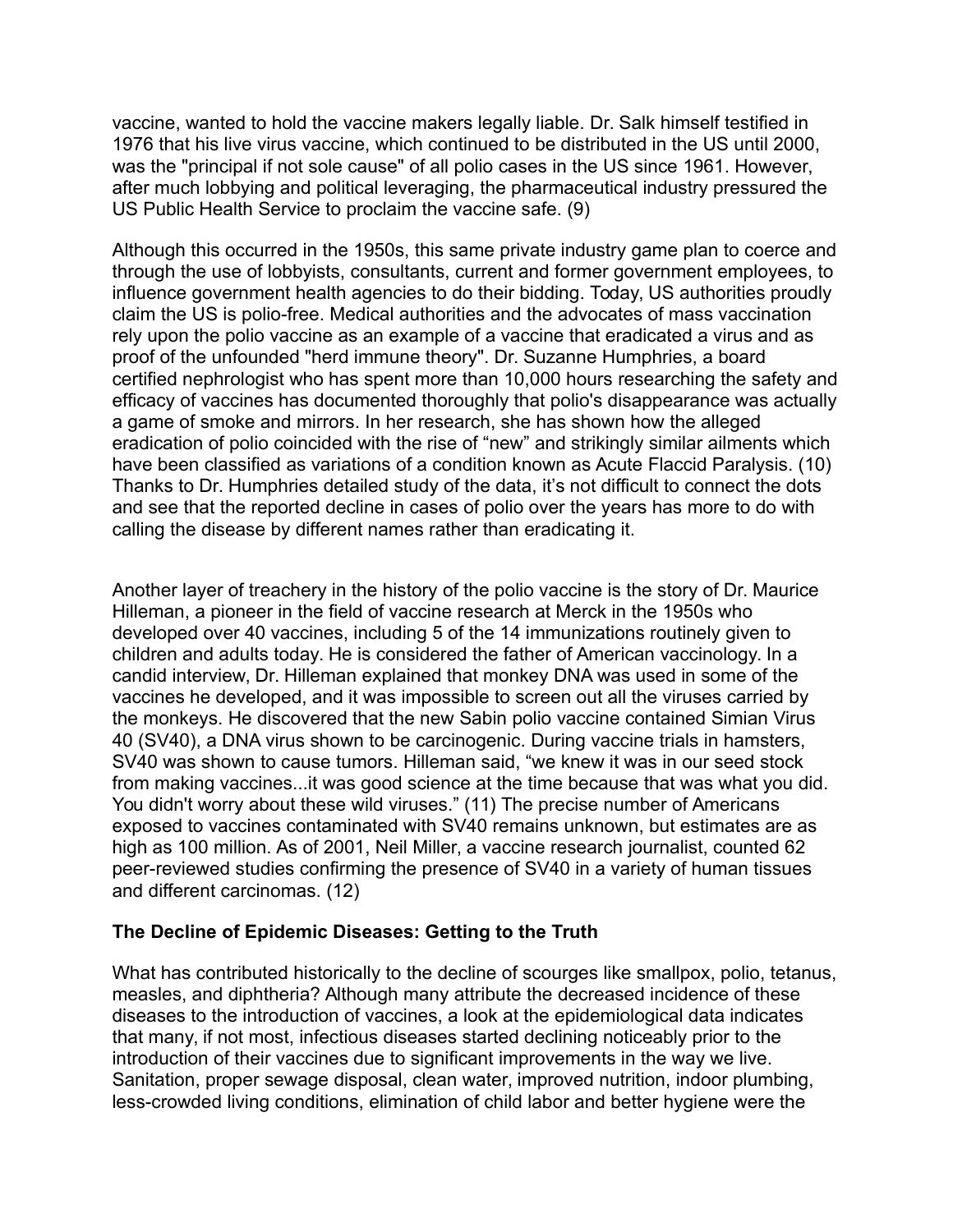vaccine, wanted to hold the vaccine makers legally liable. Dr. Salk himself testified in 1976 that his live virus vaccine, which continued to be distributed in the US until 2000, was the "principal if not sole cause" of all polio cases in the US since 1961. However, after much lobbying and political leveraging, the pharmaceutical industry pressured the US Public Health Service to proclaim the vaccine safe. (9)

Although this occurred in the 1950s, this same private industry game plan to coerce and through the use of lobbyists, consultants, current and former government employees, to influence government health agencies to do their bidding. Today, US authorities proudly claim the US is polio-free. Medical authorities and the advocates of mass vaccination rely upon the polio vaccine as an example of a vaccine that eradicated a virus and as proof of the unfounded "herd immune theory". Dr. Suzanne Humphries, a board certified nephrologist who has spent more than 10,000 hours researching the safety and efficacy of vaccines has documented thoroughly that polio's disappearance was actually a game of smoke and mirrors. In her research, she has shown how the alleged eradication of polio coincided with the rise of “new” and strikingly similar ailments which have been classified as variations of a condition known as Acute Flaccid Paralysis. (10) Thanks to Dr. Humphries detailed study of the data, it’s not difficult to connect the dots and see that the reported decline in cases of polio over the years has more to do with calling the disease by different names rather than eradicating it.

Another layer of treachery in the history of the polio vaccine is the story of Dr. Maurice Hilleman, a pioneer in the field of vaccine research at Merck in the 1950s who developed over 40 vaccines, including 5 of the 14 immunizations routinely given to children and adults today. He is considered the father of American vaccinology. In a candid interview, Dr. Hilleman explained that monkey DNA was used in some of the vaccines he developed, and it was impossible to screen out all the viruses carried by the monkeys. He discovered that the new Sabin polio vaccine contained Simian Virus 40 (SV40), a DNA virus shown to be carcinogenic. During vaccine trials in hamsters, SV40 was shown to cause tumors. Hilleman said, “we knew it was in our seed stock from making vaccines...it was good science at the time because that was what you did. You didn't worry about these wild viruses.” (11) The precise number of Americans exposed to vaccines contaminated with SV40 remains unknown, but estimates are as high as 100 million. As of 2001, Neil Miller, a vaccine research journalist, counted 62 peer-reviewed studies confirming the presence of SV40 in a variety of human tissues and different carcinomas. (12)

**The Decline of Epidemic Diseases: Getting to the Truth**

What has contributed historically to the decline of scourges like smallpox, polio, tetanus, measles, and diphtheria? Although many attribute the decreased incidence of these diseases to the introduction of vaccines, a look at the epidemiological data indicates that many, if not most, infectious diseases started declining noticeably prior to the introduction of their vaccines due to significant improvements in the way we live. Sanitation, proper sewage disposal, clean water, improved nutrition, indoor plumbing, less-crowded living conditions, elimination of child labor and better hygiene were the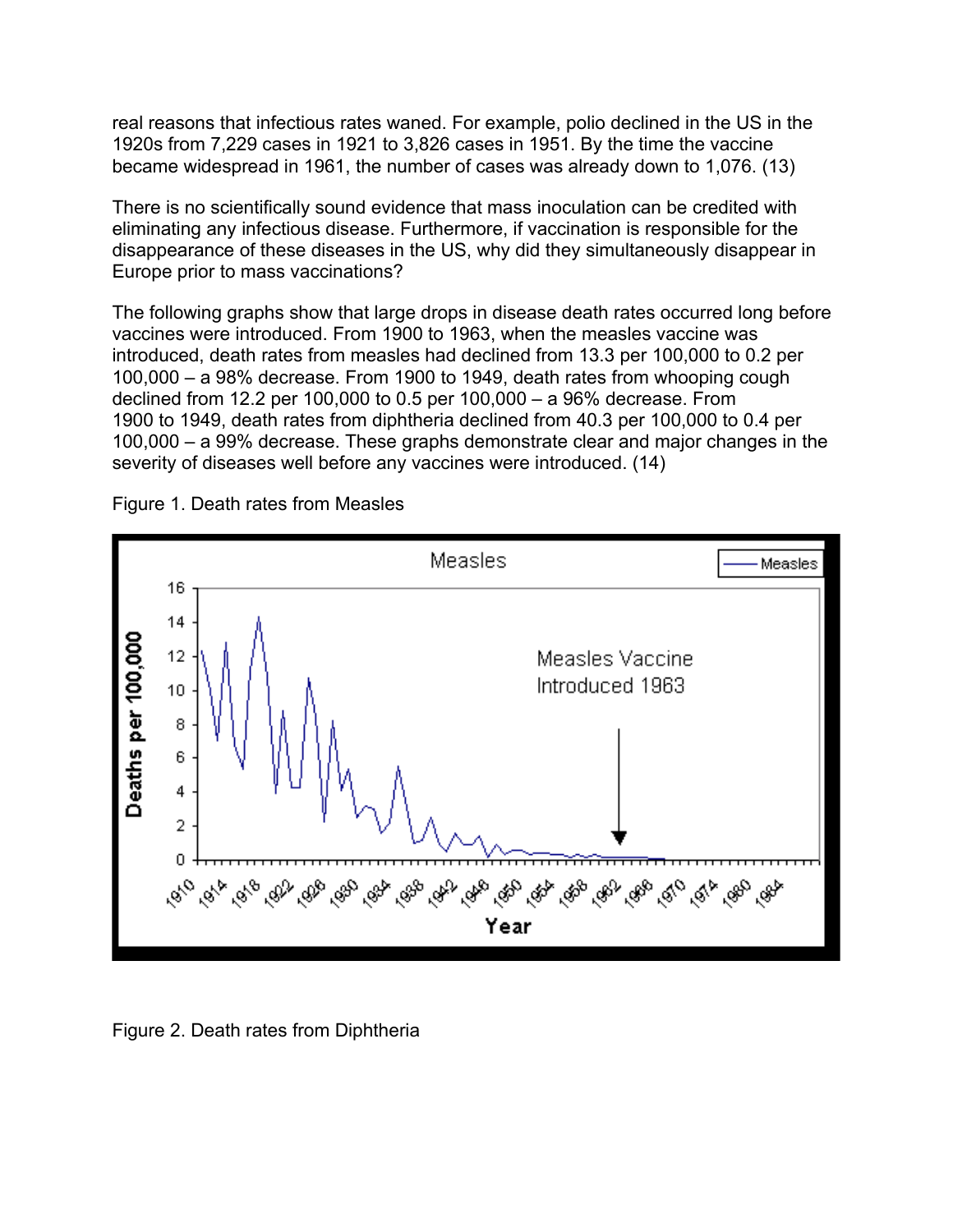real reasons that infectious rates waned. For example, polio declined in the US in the 1920s from 7,229 cases in 1921 to 3,826 cases in 1951. By the time the vaccine became widespread in 1961, the number of cases was already down to 1,076. (13)

There is no scientifically sound evidence that mass inoculation can be credited with eliminating any infectious disease. Furthermore, if vaccination is responsible for the disappearance of these diseases in the US, why did they simultaneously disappear in Europe prior to mass vaccinations?

The following graphs show that large drops in disease death rates occurred long before vaccines were introduced. From 1900 to 1963, when the measles vaccine was introduced, death rates from measles had declined from 13.3 per 100,000 to 0.2 per 100,000 – a 98% decrease. From 1900 to 1949, death rates from whooping cough declined from 12.2 per 100,000 to 0.5 per 100,000 – a 96% decrease. From 1900 to 1949, death rates from diphtheria declined from 40.3 per 100,000 to 0.4 per 100,000 – a 99% decrease. These graphs demonstrate clear and major changes in the severity of diseases well before any vaccines were introduced. (14)

Figure 1. Death rates from Measles

Figure 2. Death rates from Diphtheria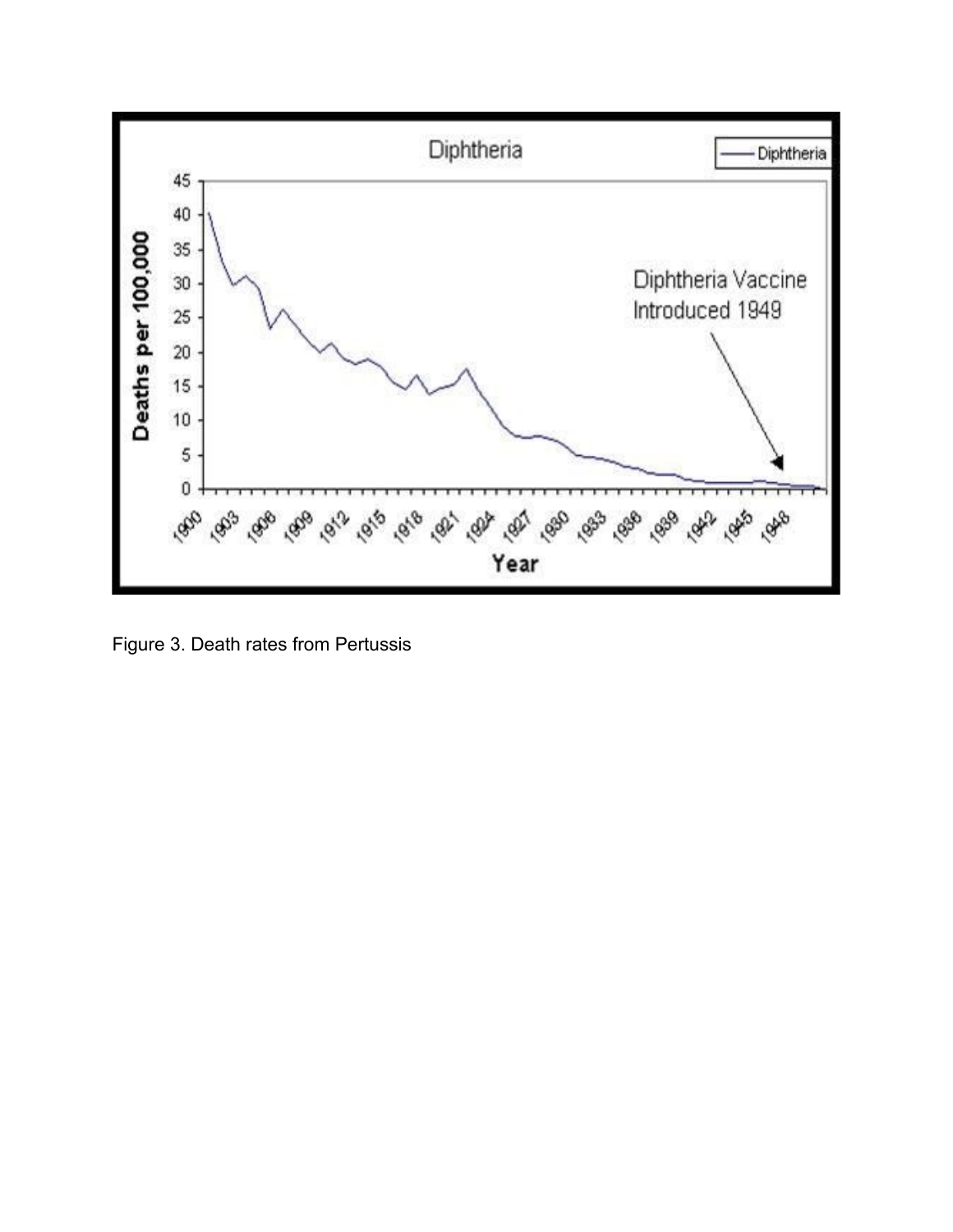Figure 3. Death rates from Pertussis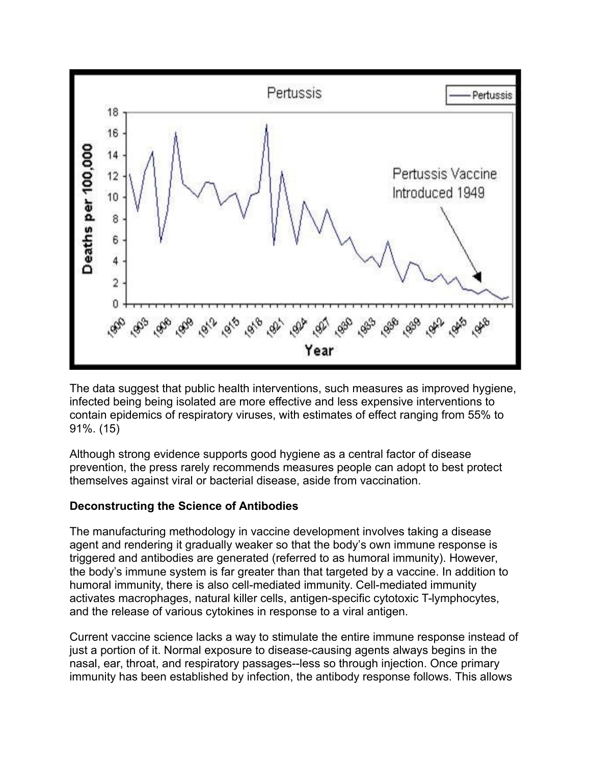The data suggest that public health interventions, such measures as improved hygiene, infected being being isolated are more effective and less expensive interventions to contain epidemics of respiratory viruses, with estimates of effect ranging from 55% to 91%. (15)

Although strong evidence supports good hygiene as a central factor of disease prevention, the press rarely recommends measures people can adopt to best protect themselves against viral or bacterial disease, aside from vaccination.

**Deconstructing the Science of Antibodies**

The manufacturing methodology in vaccine development involves taking a disease agent and rendering it gradually weaker so that the body's own immune response is triggered and antibodies are generated (referred to as humoral immunity). However, the body's immune system is far greater than that targeted by a vaccine. In addition to humoral immunity, there is also cell-mediated immunity. Cell-mediated immunity activates macrophages, natural killer cells, antigen-specific cytotoxic T-lymphocytes, and the release of various cytokines in response to a viral antigen.

Current vaccine science lacks a way to stimulate the entire immune response instead of just a portion of it. Normal exposure to disease-causing agents always begins in the nasal, ear, throat, and respiratory passages--less so through injection. Once primary immunity has been established by infection, the antibody response follows. This allows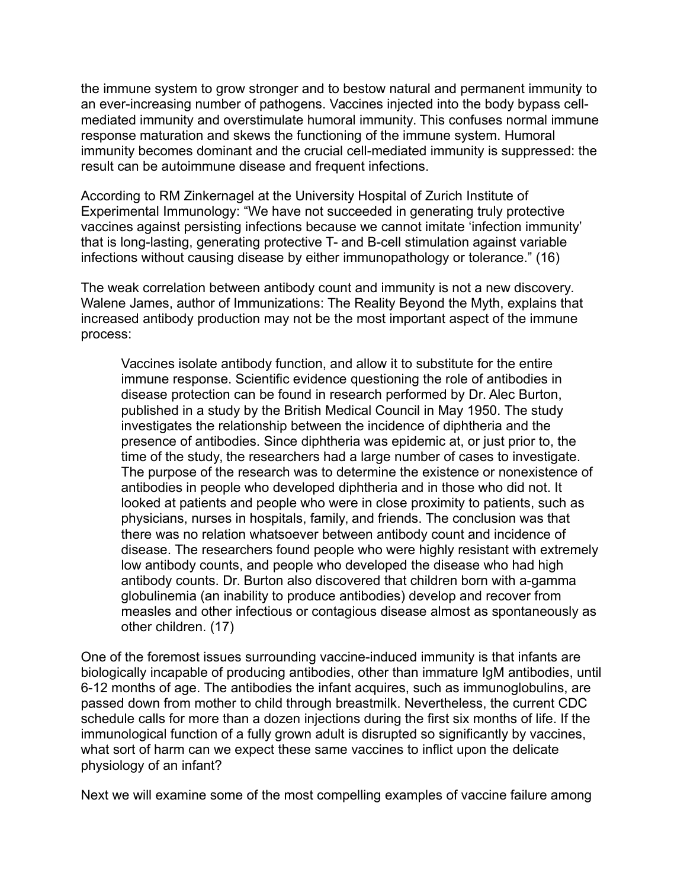the immune system to grow stronger and to bestow natural and permanent immunity to an ever-increasing number of pathogens. Vaccines injected into the body bypass cell-mediated immunity and overstimulate humoral immunity. This confuses normal immune response maturation and skews the functioning of the immune system. Humoral immunity becomes dominant and the crucial cell-mediated immunity is suppressed: the result can be autoimmune disease and frequent infections.

According to RM Zinkernagel at the University Hospital of Zurich Institute of Experimental Immunology: "We have not succeeded in generating truly protective vaccines against persisting infections because we cannot imitate 'infection immunity' that is long-lasting, generating protective T- and B-cell stimulation against variable infections without causing disease by either immunopathology or tolerance." (16)

The weak correlation between antibody count and immunity is not a new discovery. Walene James, author of Immunizations: The Reality Beyond the Myth, explains that increased antibody production may not be the most important aspect of the immune process:

> Vaccines isolate antibody function, and allow it to substitute for the entire immune response. Scientific evidence questioning the role of antibodies in disease protection can be found in research performed by Dr. Alec Burton, published in a study by the British Medical Council in May 1950. The study investigates the relationship between the incidence of diphtheria and the presence of antibodies. Since diphtheria was epidemic at, or just prior to, the time of the study, the researchers had a large number of cases to investigate. The purpose of the research was to determine the existence or nonexistence of antibodies in people who developed diphtheria and in those who did not. It looked at patients and people who were in close proximity to patients, such as physicians, nurses in hospitals, family, and friends. The conclusion was that there was no relation whatsoever between antibody count and incidence of disease. The researchers found people who were highly resistant with extremely low antibody counts, and people who developed the disease who had high antibody counts. Dr. Burton also discovered that children born with a-gamma globulinemia (an inability to produce antibodies) develop and recover from measles and other infectious or contagious disease almost as spontaneously as other children. (17)

One of the foremost issues surrounding vaccine-induced immunity is that infants are biologically incapable of producing antibodies, other than immature IgM antibodies, until 6-12 months of age. The antibodies the infant acquires, such as immunoglobulins, are passed down from mother to child through breastmilk. Nevertheless, the current CDC schedule calls for more than a dozen injections during the first six months of life. If the immunological function of a fully grown adult is disrupted so significantly by vaccines, what sort of harm can we expect these same vaccines to inflict upon the delicate physiology of an infant?

Next we will examine some of the most compelling examples of vaccine failure among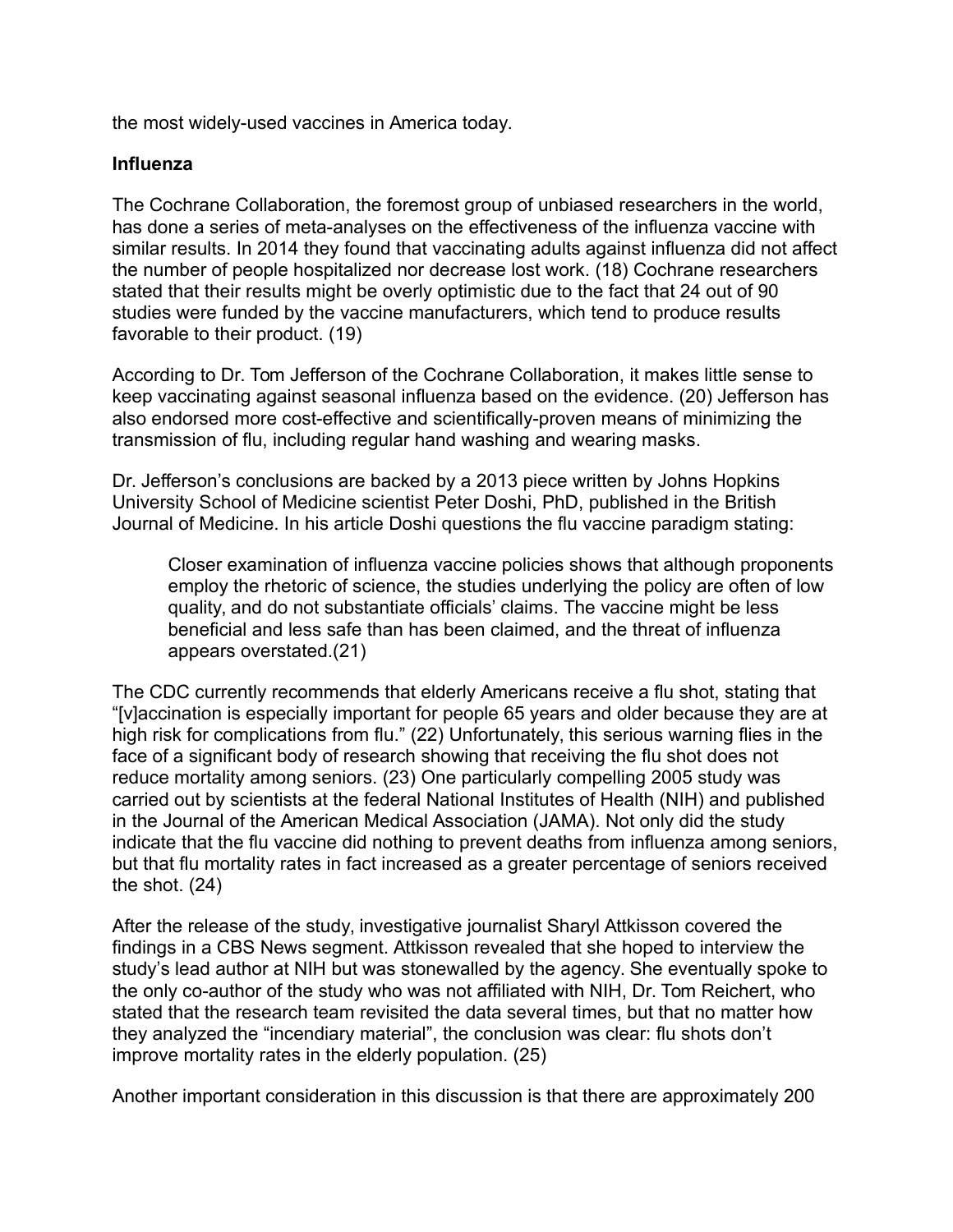the most widely-used vaccines in America today.

**Influenza**

The Cochrane Collaboration, the foremost group of unbiased researchers in the world, has done a series of meta-analyses on the effectiveness of the influenza vaccine with similar results. In 2014 they found that vaccinating adults against influenza did not affect the number of people hospitalized nor decrease lost work. (18) Cochrane researchers stated that their results might be overly optimistic due to the fact that 24 out of 90 studies were funded by the vaccine manufacturers, which tend to produce results favorable to their product. (19)

According to Dr. Tom Jefferson of the Cochrane Collaboration, it makes little sense to keep vaccinating against seasonal influenza based on the evidence. (20) Jefferson has also endorsed more cost-effective and scientifically-proven means of minimizing the transmission of flu, including regular hand washing and wearing masks.

Dr. Jefferson's conclusions are backed by a 2013 piece written by Johns Hopkins University School of Medicine scientist Peter Doshi, PhD, published in the British Journal of Medicine. In his article Doshi questions the flu vaccine paradigm stating:

> Closer examination of influenza vaccine policies shows that although proponents employ the rhetoric of science, the studies underlying the policy are often of low quality, and do not substantiate officials' claims. The vaccine might be less beneficial and less safe than has been claimed, and the threat of influenza appears overstated.(21)

The CDC currently recommends that elderly Americans receive a flu shot, stating that "[v]accination is especially important for people 65 years and older because they are at high risk for complications from flu." (22) Unfortunately, this serious warning flies in the face of a significant body of research showing that receiving the flu shot does not reduce mortality among seniors. (23) One particularly compelling 2005 study was carried out by scientists at the federal National Institutes of Health (NIH) and published in the Journal of the American Medical Association (JAMA). Not only did the study indicate that the flu vaccine did nothing to prevent deaths from influenza among seniors, but that flu mortality rates in fact increased as a greater percentage of seniors received the shot. (24)

After the release of the study, investigative journalist Sharyl Attkisson covered the findings in a CBS News segment. Attkisson revealed that she hoped to interview the study's lead author at NIH but was stonewalled by the agency. She eventually spoke to the only co-author of the study who was not affiliated with NIH, Dr. Tom Reichert, who stated that the research team revisited the data several times, but that no matter how they analyzed the "incendiary material", the conclusion was clear: flu shots don't improve mortality rates in the elderly population. (25)

Another important consideration in this discussion is that there are approximately 200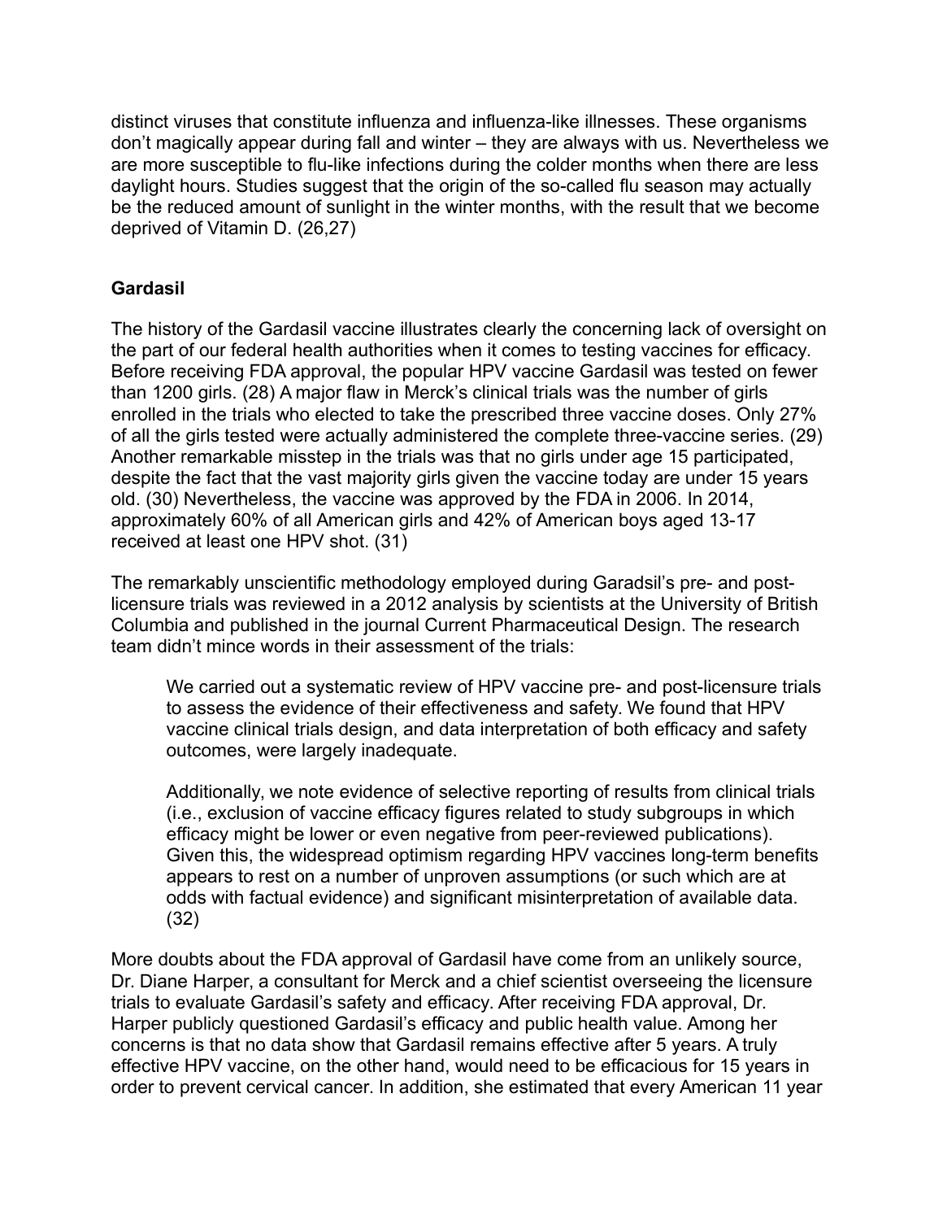distinct viruses that constitute influenza and influenza-like illnesses. These organisms don't magically appear during fall and winter – they are always with us. Nevertheless we are more susceptible to flu-like infections during the colder months when there are less daylight hours. Studies suggest that the origin of the so-called flu season may actually be the reduced amount of sunlight in the winter months, with the result that we become deprived of Vitamin D. (26,27)

**Gardasil**

The history of the Gardasil vaccine illustrates clearly the concerning lack of oversight on the part of our federal health authorities when it comes to testing vaccines for efficacy. Before receiving FDA approval, the popular HPV vaccine Gardasil was tested on fewer than 1200 girls. (28) A major flaw in Merck's clinical trials was the number of girls enrolled in the trials who elected to take the prescribed three vaccine doses. Only 27% of all the girls tested were actually administered the complete three-vaccine series. (29) Another remarkable misstep in the trials was that no girls under age 15 participated, despite the fact that the vast majority girls given the vaccine today are under 15 years old. (30) Nevertheless, the vaccine was approved by the FDA in 2006. In 2014, approximately 60% of all American girls and 42% of American boys aged 13-17 received at least one HPV shot. (31)

The remarkably unscientific methodology employed during Garadsil's pre- and post-licensure trials was reviewed in a 2012 analysis by scientists at the University of British Columbia and published in the journal Current Pharmaceutical Design. The research team didn't mince words in their assessment of the trials:

> We carried out a systematic review of HPV vaccine pre- and post-licensure trials to assess the evidence of their effectiveness and safety. We found that HPV vaccine clinical trials design, and data interpretation of both efficacy and safety outcomes, were largely inadequate.
>
> Additionally, we note evidence of selective reporting of results from clinical trials (i.e., exclusion of vaccine efficacy figures related to study subgroups in which efficacy might be lower or even negative from peer-reviewed publications). Given this, the widespread optimism regarding HPV vaccines long-term benefits appears to rest on a number of unproven assumptions (or such which are at odds with factual evidence) and significant misinterpretation of available data. (32)

More doubts about the FDA approval of Gardasil have come from an unlikely source, Dr. Diane Harper, a consultant for Merck and a chief scientist overseeing the licensure trials to evaluate Gardasil's safety and efficacy. After receiving FDA approval, Dr. Harper publicly questioned Gardasil's efficacy and public health value. Among her concerns is that no data show that Gardasil remains effective after 5 years. A truly effective HPV vaccine, on the other hand, would need to be efficacious for 15 years in order to prevent cervical cancer. In addition, she estimated that every American 11 year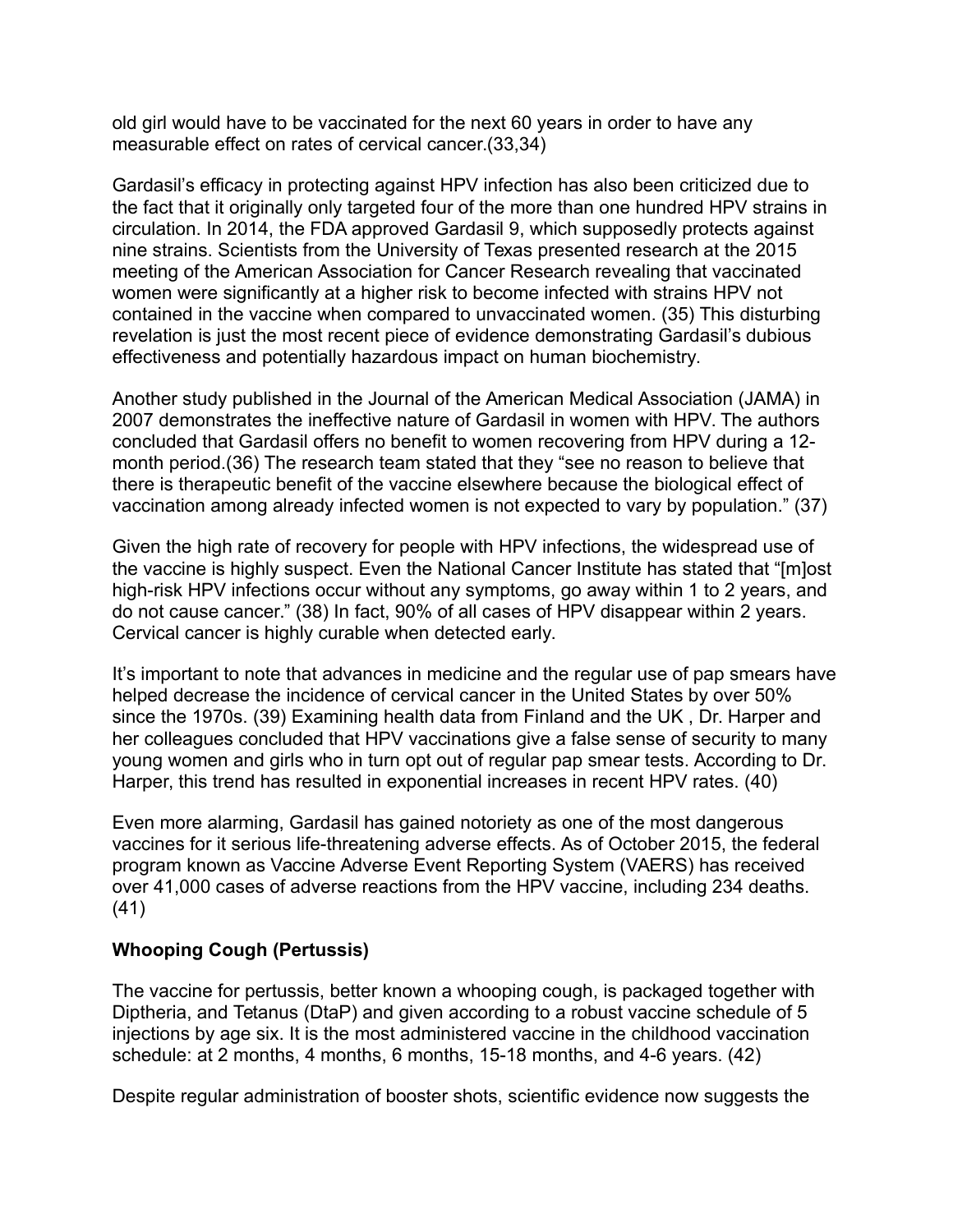old girl would have to be vaccinated for the next 60 years in order to have any measurable effect on rates of cervical cancer.(33,34)

Gardasil's efficacy in protecting against HPV infection has also been criticized due to the fact that it originally only targeted four of the more than one hundred HPV strains in circulation. In 2014, the FDA approved Gardasil 9, which supposedly protects against nine strains. Scientists from the University of Texas presented research at the 2015 meeting of the American Association for Cancer Research revealing that vaccinated women were significantly at a higher risk to become infected with strains HPV not contained in the vaccine when compared to unvaccinated women. (35) This disturbing revelation is just the most recent piece of evidence demonstrating Gardasil's dubious effectiveness and potentially hazardous impact on human biochemistry.

Another study published in the Journal of the American Medical Association (JAMA) in 2007 demonstrates the ineffective nature of Gardasil in women with HPV. The authors concluded that Gardasil offers no benefit to women recovering from HPV during a 12-month period.(36) The research team stated that they "see no reason to believe that there is therapeutic benefit of the vaccine elsewhere because the biological effect of vaccination among already infected women is not expected to vary by population." (37)

Given the high rate of recovery for people with HPV infections, the widespread use of the vaccine is highly suspect. Even the National Cancer Institute has stated that "[m]ost high-risk HPV infections occur without any symptoms, go away within 1 to 2 years, and do not cause cancer." (38) In fact, 90% of all cases of HPV disappear within 2 years. Cervical cancer is highly curable when detected early.

It's important to note that advances in medicine and the regular use of pap smears have helped decrease the incidence of cervical cancer in the United States by over 50% since the 1970s. (39) Examining health data from Finland and the UK , Dr. Harper and her colleagues concluded that HPV vaccinations give a false sense of security to many young women and girls who in turn opt out of regular pap smear tests. According to Dr. Harper, this trend has resulted in exponential increases in recent HPV rates. (40)

Even more alarming, Gardasil has gained notoriety as one of the most dangerous vaccines for it serious life-threatening adverse effects. As of October 2015, the federal program known as Vaccine Adverse Event Reporting System (VAERS) has received over 41,000 cases of adverse reactions from the HPV vaccine, including 234 deaths. (41)

**Whooping Cough (Pertussis)**

The vaccine for pertussis, better known a whooping cough, is packaged together with Diptheria, and Tetanus (DtaP) and given according to a robust vaccine schedule of 5 injections by age six. It is the most administered vaccine in the childhood vaccination schedule: at 2 months, 4 months, 6 months, 15-18 months, and 4-6 years. (42)

Despite regular administration of booster shots, scientific evidence now suggests the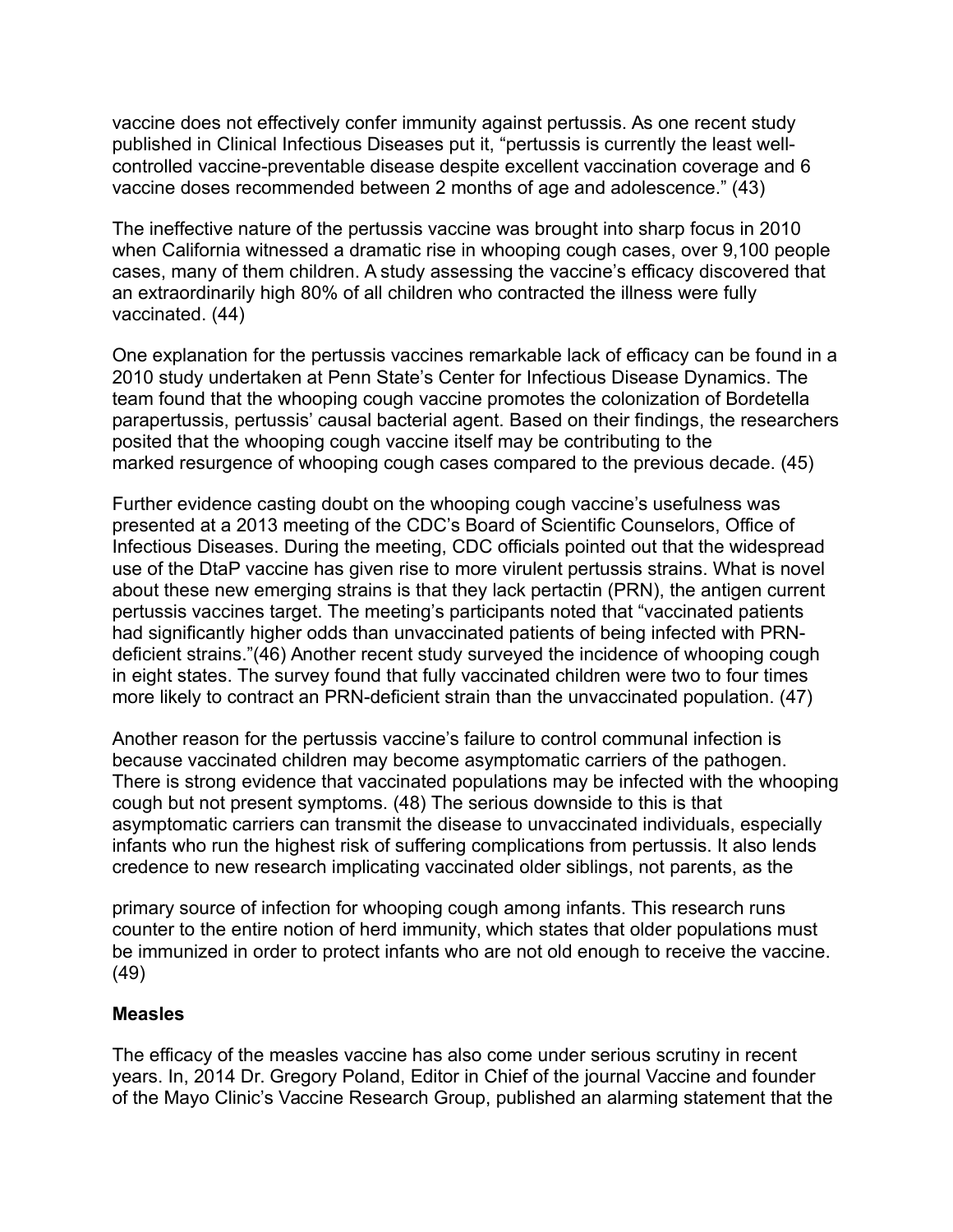vaccine does not effectively confer immunity against pertussis. As one recent study published in Clinical Infectious Diseases put it, "pertussis is currently the least well-controlled vaccine-preventable disease despite excellent vaccination coverage and 6 vaccine doses recommended between 2 months of age and adolescence." (43)

The ineffective nature of the pertussis vaccine was brought into sharp focus in 2010 when California witnessed a dramatic rise in whooping cough cases, over 9,100 people cases, many of them children. A study assessing the vaccine's efficacy discovered that an extraordinarily high 80% of all children who contracted the illness were fully vaccinated. (44)

One explanation for the pertussis vaccines remarkable lack of efficacy can be found in a 2010 study undertaken at Penn State's Center for Infectious Disease Dynamics. The team found that the whooping cough vaccine promotes the colonization of Bordetella parapertussis, pertussis' causal bacterial agent. Based on their findings, the researchers posited that the whooping cough vaccine itself may be contributing to the marked resurgence of whooping cough cases compared to the previous decade. (45)

Further evidence casting doubt on the whooping cough vaccine's usefulness was presented at a 2013 meeting of the CDC's Board of Scientific Counselors, Office of Infectious Diseases. During the meeting, CDC officials pointed out that the widespread use of the DtaP vaccine has given rise to more virulent pertussis strains. What is novel about these new emerging strains is that they lack pertactin (PRN), the antigen current pertussis vaccines target. The meeting's participants noted that "vaccinated patients had significantly higher odds than unvaccinated patients of being infected with PRN-deficient strains."(46) Another recent study surveyed the incidence of whooping cough in eight states. The survey found that fully vaccinated children were two to four times more likely to contract an PRN-deficient strain than the unvaccinated population. (47)

Another reason for the pertussis vaccine's failure to control communal infection is because vaccinated children may become asymptomatic carriers of the pathogen. There is strong evidence that vaccinated populations may be infected with the whooping cough but not present symptoms. (48) The serious downside to this is that asymptomatic carriers can transmit the disease to unvaccinated individuals, especially infants who run the highest risk of suffering complications from pertussis. It also lends credence to new research implicating vaccinated older siblings, not parents, as the primary source of infection for whooping cough among infants. This research runs counter to the entire notion of herd immunity, which states that older populations must be immunized in order to protect infants who are not old enough to receive the vaccine. (49)

**Measles**

The efficacy of the measles vaccine has also come under serious scrutiny in recent years. In, 2014 Dr. Gregory Poland, Editor in Chief of the journal Vaccine and founder of the Mayo Clinic's Vaccine Research Group, published an alarming statement that the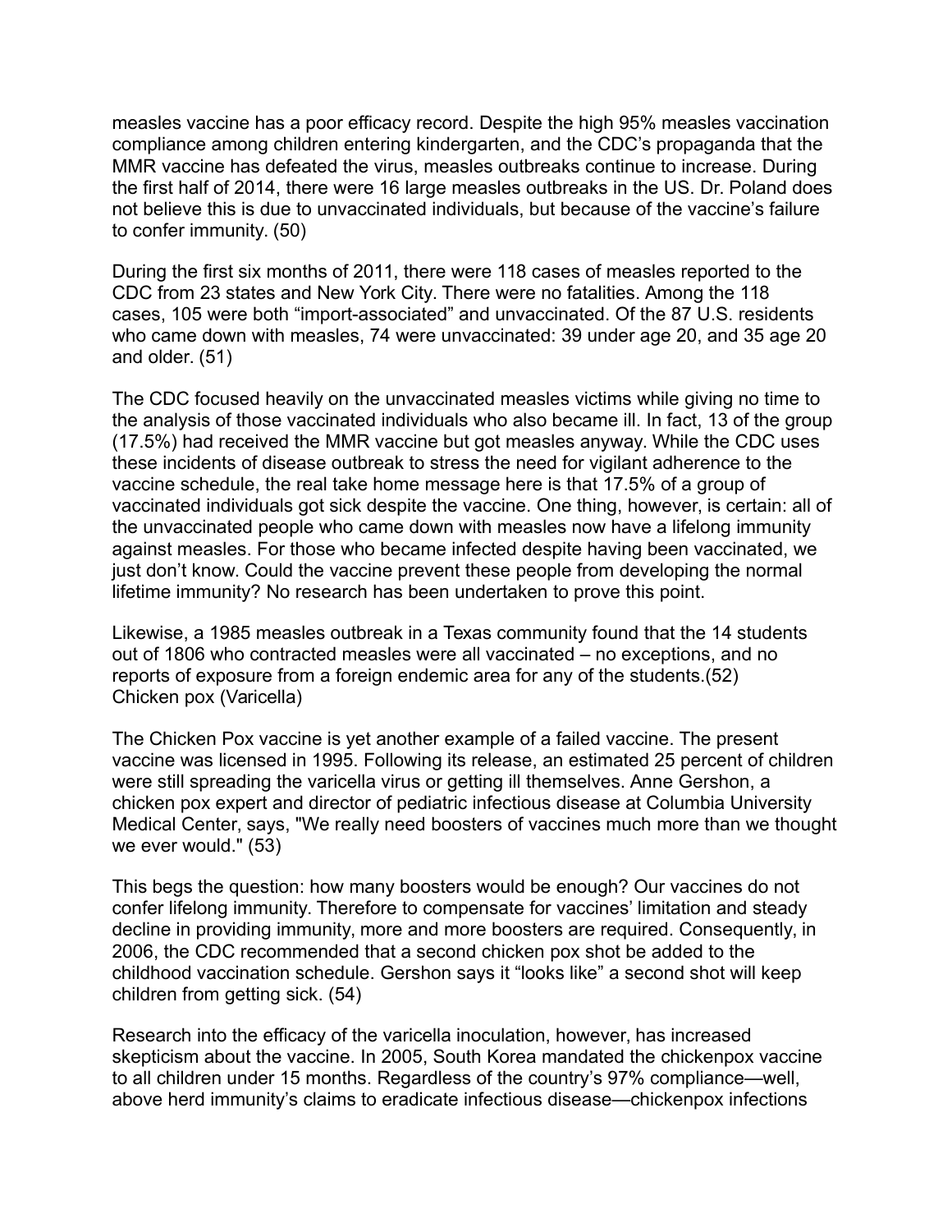measles vaccine has a poor efficacy record. Despite the high 95% measles vaccination compliance among children entering kindergarten, and the CDC's propaganda that the MMR vaccine has defeated the virus, measles outbreaks continue to increase. During the first half of 2014, there were 16 large measles outbreaks in the US. Dr. Poland does not believe this is due to unvaccinated individuals, but because of the vaccine's failure to confer immunity. (50)

During the first six months of 2011, there were 118 cases of measles reported to the CDC from 23 states and New York City. There were no fatalities. Among the 118 cases, 105 were both "import-associated" and unvaccinated. Of the 87 U.S. residents who came down with measles, 74 were unvaccinated: 39 under age 20, and 35 age 20 and older. (51)

The CDC focused heavily on the unvaccinated measles victims while giving no time to the analysis of those vaccinated individuals who also became ill. In fact, 13 of the group (17.5%) had received the MMR vaccine but got measles anyway. While the CDC uses these incidents of disease outbreak to stress the need for vigilant adherence to the vaccine schedule, the real take home message here is that 17.5% of a group of vaccinated individuals got sick despite the vaccine. One thing, however, is certain: all of the unvaccinated people who came down with measles now have a lifelong immunity against measles. For those who became infected despite having been vaccinated, we just don't know. Could the vaccine prevent these people from developing the normal lifetime immunity? No research has been undertaken to prove this point.

Likewise, a 1985 measles outbreak in a Texas community found that the 14 students out of 1806 who contracted measles were all vaccinated – no exceptions, and no reports of exposure from a foreign endemic area for any of the students.(52)

## Chicken pox (Varicella)

The Chicken Pox vaccine is yet another example of a failed vaccine. The present vaccine was licensed in 1995. Following its release, an estimated 25 percent of children were still spreading the varicella virus or getting ill themselves. Anne Gershon, a chicken pox expert and director of pediatric infectious disease at Columbia University Medical Center, says, "We really need boosters of vaccines much more than we thought we ever would." (53)

This begs the question: how many boosters would be enough? Our vaccines do not confer lifelong immunity. Therefore to compensate for vaccines' limitation and steady decline in providing immunity, more and more boosters are required. Consequently, in 2006, the CDC recommended that a second chicken pox shot be added to the childhood vaccination schedule. Gershon says it "looks like" a second shot will keep children from getting sick. (54)

Research into the efficacy of the varicella inoculation, however, has increased skepticism about the vaccine. In 2005, South Korea mandated the chickenpox vaccine to all children under 15 months. Regardless of the country's 97% compliance—well, above herd immunity's claims to eradicate infectious disease—chickenpox infections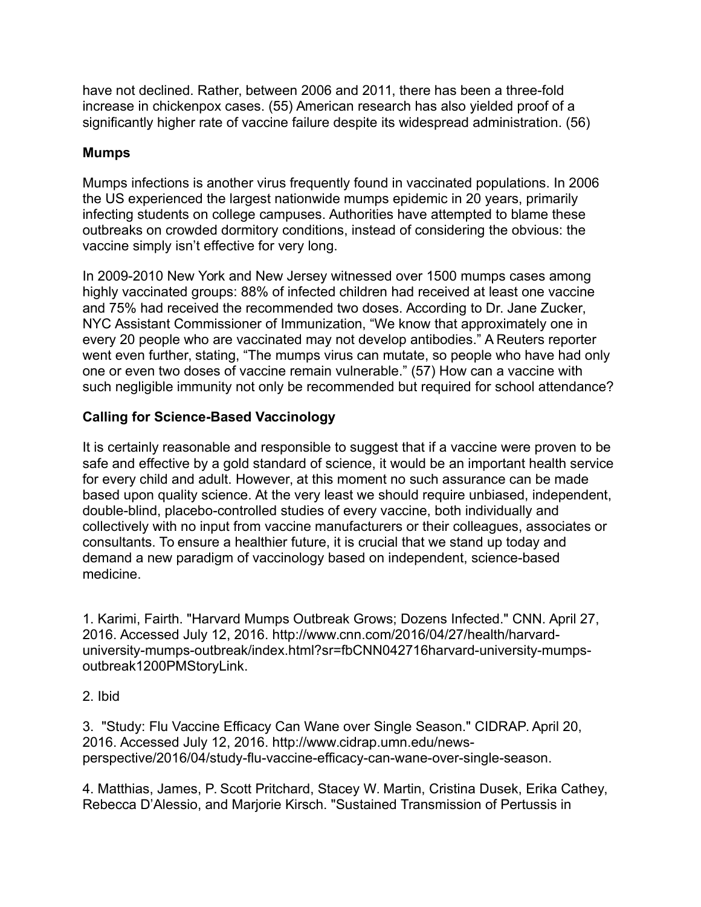have not declined. Rather, between 2006 and 2011, there has been a three-fold increase in chickenpox cases. (55) American research has also yielded proof of a significantly higher rate of vaccine failure despite its widespread administration. (56)

**Mumps**

Mumps infections is another virus frequently found in vaccinated populations. In 2006 the US experienced the largest nationwide mumps epidemic in 20 years, primarily infecting students on college campuses. Authorities have attempted to blame these outbreaks on crowded dormitory conditions, instead of considering the obvious: the vaccine simply isn't effective for very long.

In 2009-2010 New York and New Jersey witnessed over 1500 mumps cases among highly vaccinated groups: 88% of infected children had received at least one vaccine and 75% had received the recommended two doses. According to Dr. Jane Zucker, NYC Assistant Commissioner of Immunization, "We know that approximately one in every 20 people who are vaccinated may not develop antibodies." A Reuters reporter went even further, stating, "The mumps virus can mutate, so people who have had only one or even two doses of vaccine remain vulnerable." (57) How can a vaccine with such negligible immunity not only be recommended but required for school attendance?

**Calling for Science-Based Vaccinology**

It is certainly reasonable and responsible to suggest that if a vaccine were proven to be safe and effective by a gold standard of science, it would be an important health service for every child and adult. However, at this moment no such assurance can be made based upon quality science. At the very least we should require unbiased, independent, double-blind, placebo-controlled studies of every vaccine, both individually and collectively with no input from vaccine manufacturers or their colleagues, associates or consultants. To ensure a healthier future, it is crucial that we stand up today and demand a new paradigm of vaccinology based on independent, science-based medicine.

1. Karimi, Fairth. "Harvard Mumps Outbreak Grows; Dozens Infected." CNN. April 27, 2016. Accessed July 12, 2016. http://www.cnn.com/2016/04/27/health/harvard-university-mumps-outbreak/index.html?sr=fbCNN042716harvard-university-mumps-outbreak1200PMStoryLink.

2. Ibid

3. "Study: Flu Vaccine Efficacy Can Wane over Single Season." CIDRAP. April 20, 2016. Accessed July 12, 2016. http://www.cidrap.umn.edu/news-perspective/2016/04/study-flu-vaccine-efficacy-can-wane-over-single-season.

4. Matthias, James, P. Scott Pritchard, Stacey W. Martin, Cristina Dusek, Erika Cathey, Rebecca D'Alessio, and Marjorie Kirsch. "Sustained Transmission of Pertussis in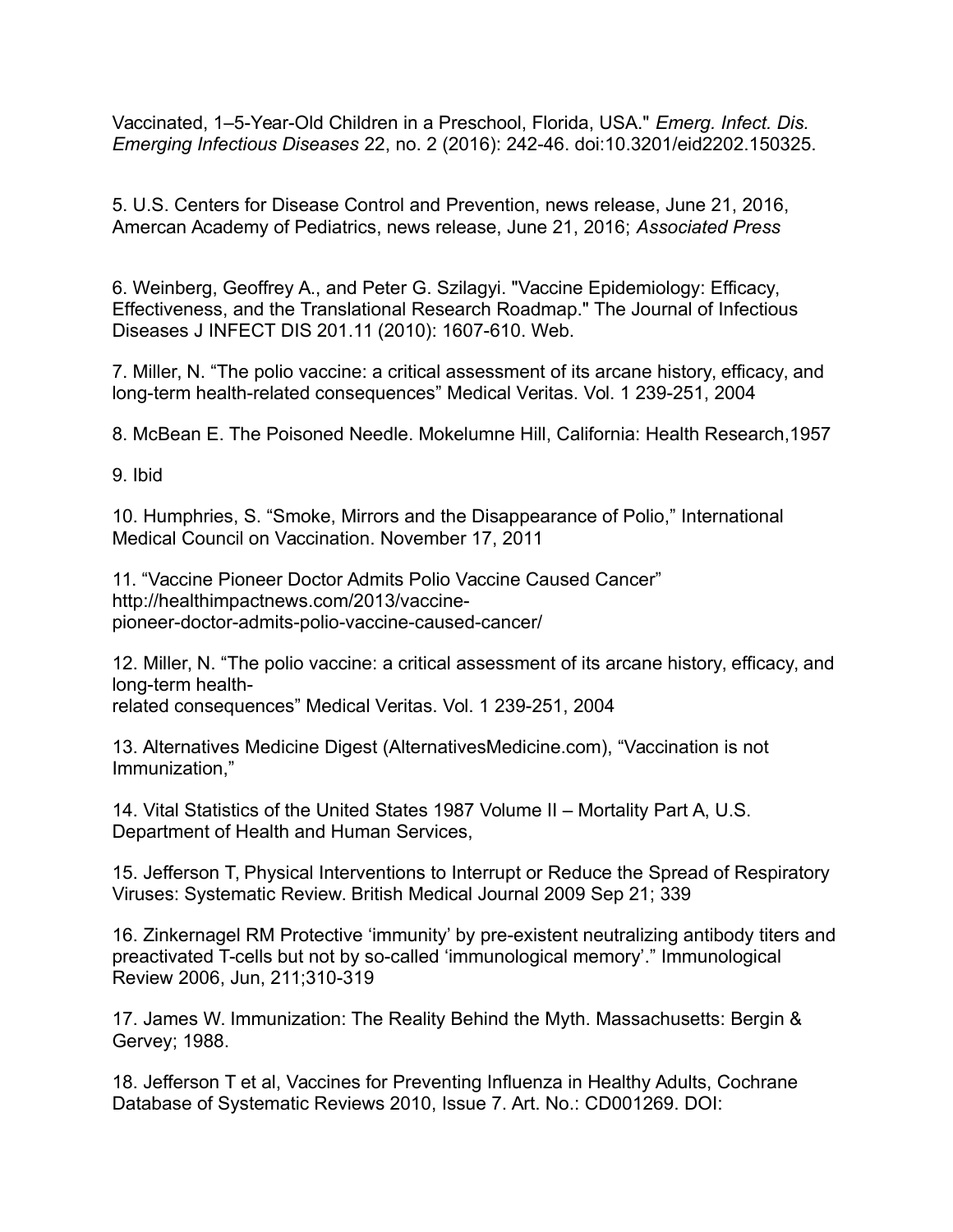Vaccinated, 1–5-Year-Old Children in a Preschool, Florida, USA." *Emerg. Infect. Dis. Emerging Infectious Diseases* 22, no. 2 (2016): 242-46. doi:10.3201/eid2202.150325.

5. U.S. Centers for Disease Control and Prevention, news release, June 21, 2016, Amercan Academy of Pediatrics, news release, June 21, 2016; *Associated Press*

6. Weinberg, Geoffrey A., and Peter G. Szilagyi. "Vaccine Epidemiology: Efficacy, Effectiveness, and the Translational Research Roadmap." The Journal of Infectious Diseases J INFECT DIS 201.11 (2010): 1607-610. Web.

7. Miller, N. "The polio vaccine: a critical assessment of its arcane history, efficacy, and long-term health-related consequences" Medical Veritas. Vol. 1 239-251, 2004

8. McBean E. The Poisoned Needle. Mokelumne Hill, California: Health Research,1957

9. Ibid

10. Humphries, S. "Smoke, Mirrors and the Disappearance of Polio," International Medical Council on Vaccination. November 17, 2011

11. "Vaccine Pioneer Doctor Admits Polio Vaccine Caused Cancer" http://healthimpactnews.com/2013/vaccine-pioneer-doctor-admits-polio-vaccine-caused-cancer/

12. Miller, N. "The polio vaccine: a critical assessment of its arcane history, efficacy, and long-term health-related consequences" Medical Veritas. Vol. 1 239-251, 2004

13. Alternatives Medicine Digest (AlternativesMedicine.com), "Vaccination is not Immunization,"

14. Vital Statistics of the United States 1987 Volume II – Mortality Part A, U.S. Department of Health and Human Services,

15. Jefferson T, Physical Interventions to Interrupt or Reduce the Spread of Respiratory Viruses: Systematic Review. British Medical Journal 2009 Sep 21; 339

16. Zinkernagel RM Protective 'immunity' by pre-existent neutralizing antibody titers and preactivated T-cells but not by so-called 'immunological memory'." Immunological Review 2006, Jun, 211;310-319

17. James W. Immunization: The Reality Behind the Myth. Massachusetts: Bergin & Gervey; 1988.

18. Jefferson T et al, Vaccines for Preventing Influenza in Healthy Adults, Cochrane Database of Systematic Reviews 2010, Issue 7. Art. No.: CD001269. DOI: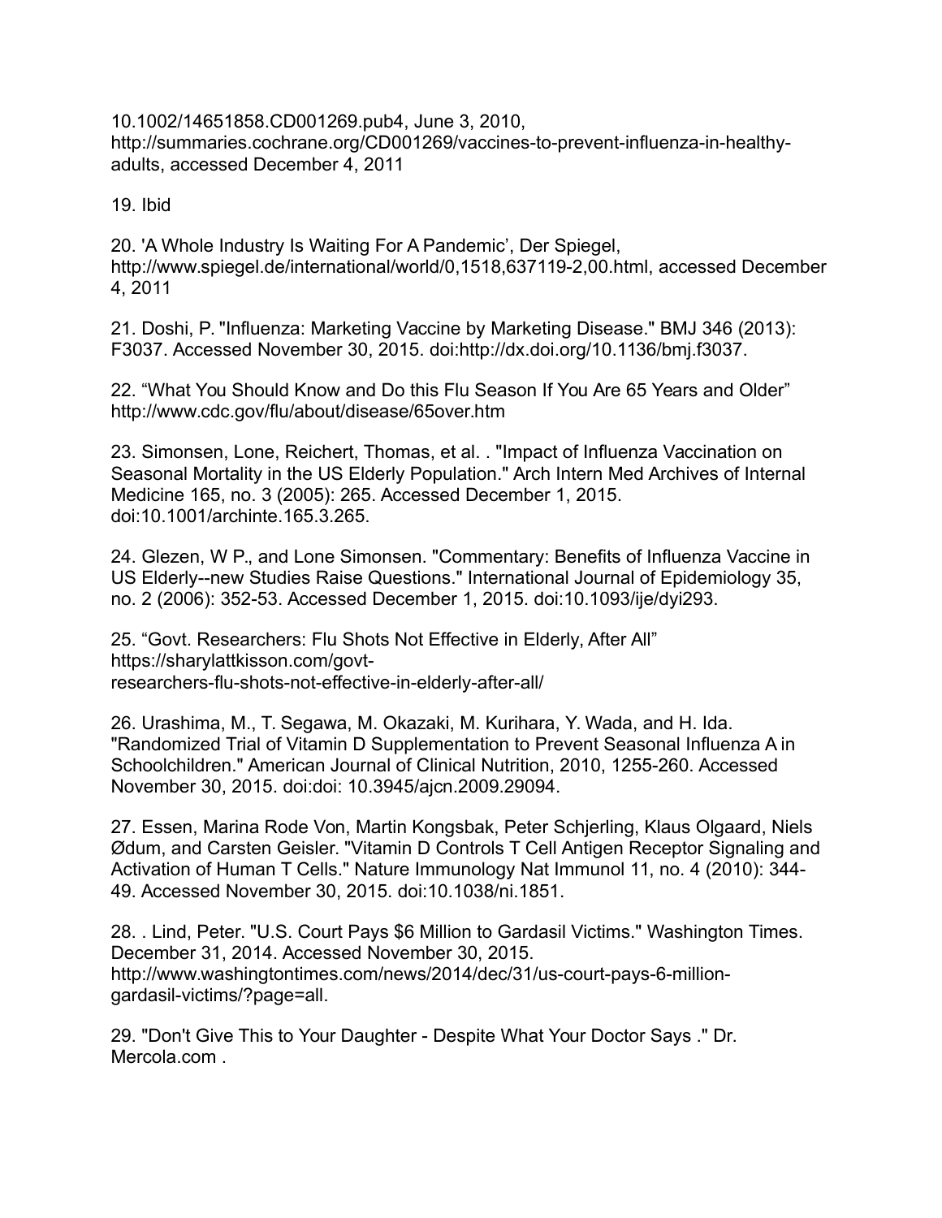10.1002/14651858.CD001269.pub4, June 3, 2010, http://summaries.cochrane.org/CD001269/vaccines-to-prevent-influenza-in-healthy-adults, accessed December 4, 2011

19. Ibid

20. 'A Whole Industry Is Waiting For A Pandemic', Der Spiegel, http://www.spiegel.de/international/world/0,1518,637119-2,00.html, accessed December 4, 2011

21. Doshi, P. "Influenza: Marketing Vaccine by Marketing Disease." BMJ 346 (2013): F3037. Accessed November 30, 2015. doi:http://dx.doi.org/10.1136/bmj.f3037.

22. "What You Should Know and Do this Flu Season If You Are 65 Years and Older" http://www.cdc.gov/flu/about/disease/65over.htm

23. Simonsen, Lone, Reichert, Thomas, et al. . "Impact of Influenza Vaccination on Seasonal Mortality in the US Elderly Population." Arch Intern Med Archives of Internal Medicine 165, no. 3 (2005): 265. Accessed December 1, 2015. doi:10.1001/archinte.165.3.265.

24. Glezen, W P., and Lone Simonsen. "Commentary: Benefits of Influenza Vaccine in US Elderly--new Studies Raise Questions." International Journal of Epidemiology 35, no. 2 (2006): 352-53. Accessed December 1, 2015. doi:10.1093/ije/dyi293.

25. "Govt. Researchers: Flu Shots Not Effective in Elderly, After All" https://sharylattkisson.com/govt-researchers-flu-shots-not-effective-in-elderly-after-all/

26. Urashima, M., T. Segawa, M. Okazaki, M. Kurihara, Y. Wada, and H. Ida. "Randomized Trial of Vitamin D Supplementation to Prevent Seasonal Influenza A in Schoolchildren." American Journal of Clinical Nutrition, 2010, 1255-260. Accessed November 30, 2015. doi:doi: 10.3945/ajcn.2009.29094.

27. Essen, Marina Rode Von, Martin Kongsbak, Peter Schjerling, Klaus Olgaard, Niels Ødum, and Carsten Geisler. "Vitamin D Controls T Cell Antigen Receptor Signaling and Activation of Human T Cells." Nature Immunology Nat Immunol 11, no. 4 (2010): 344-49. Accessed November 30, 2015. doi:10.1038/ni.1851.

28. . Lind, Peter. "U.S. Court Pays $6 Million to Gardasil Victims." Washington Times. December 31, 2014. Accessed November 30, 2015. http://www.washingtontimes.com/news/2014/dec/31/us-court-pays-6-million-gardasil-victims/?page=all.

29. "Don't Give This to Your Daughter - Despite What Your Doctor Says ." Dr. Mercola.com .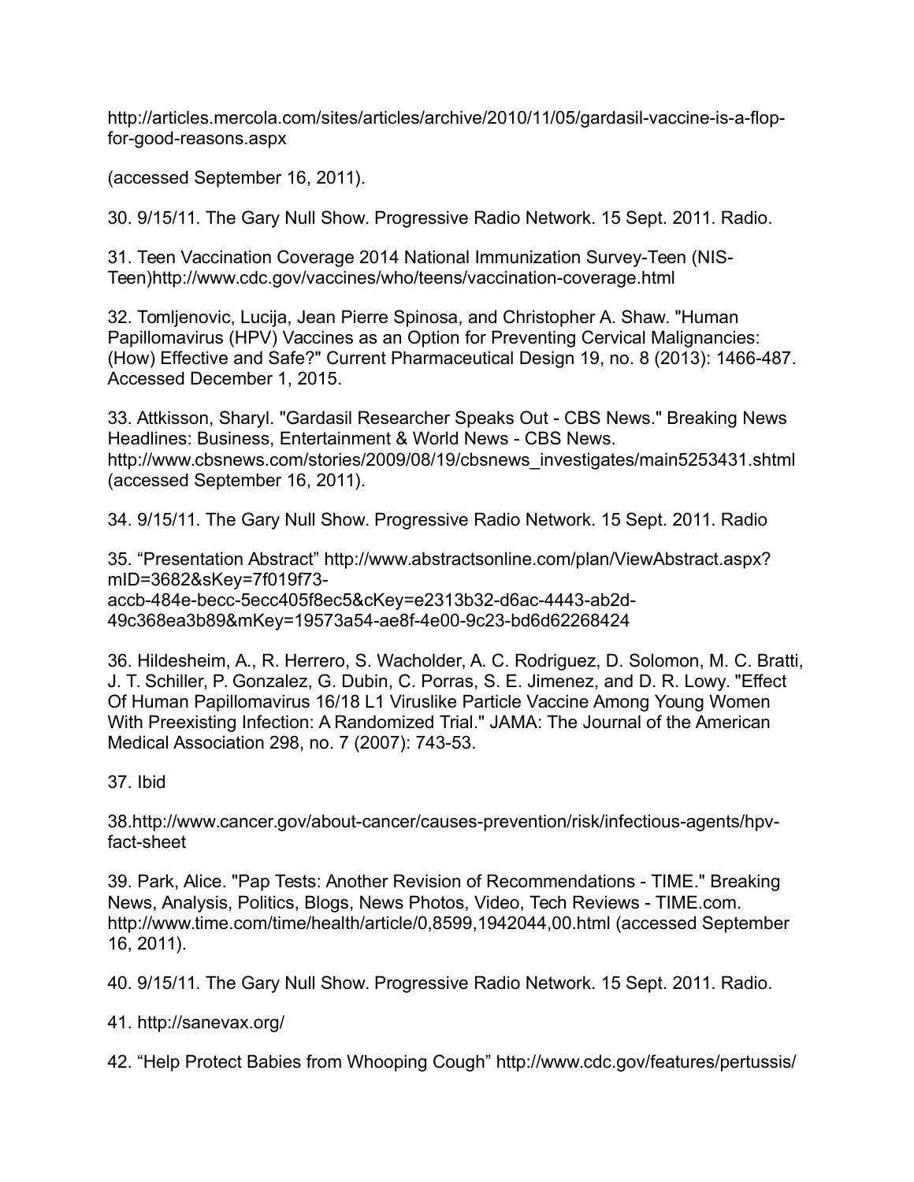http://articles.mercola.com/sites/articles/archive/2010/11/05/gardasil-vaccine-is-a-flop-for-good-reasons.aspx

(accessed September 16, 2011).

30. 9/15/11. The Gary Null Show. Progressive Radio Network. 15 Sept. 2011. Radio.

31. Teen Vaccination Coverage 2014 National Immunization Survey-Teen (NIS-Teen)http://www.cdc.gov/vaccines/who/teens/vaccination-coverage.html

32. Tomljenovic, Lucija, Jean Pierre Spinosa, and Christopher A. Shaw. "Human Papillomavirus (HPV) Vaccines as an Option for Preventing Cervical Malignancies: (How) Effective and Safe?" Current Pharmaceutical Design 19, no. 8 (2013): 1466-487. Accessed December 1, 2015.

33. Attkisson, Sharyl. "Gardasil Researcher Speaks Out - CBS News." Breaking News Headlines: Business, Entertainment & World News - CBS News. http://www.cbsnews.com/stories/2009/08/19/cbsnews_investigates/main5253431.shtml (accessed September 16, 2011).

34. 9/15/11. The Gary Null Show. Progressive Radio Network. 15 Sept. 2011. Radio

35. “Presentation Abstract” http://www.abstractsonline.com/plan/ViewAbstract.aspx?mID=3682&sKey=7f019f73-accb-484e-becc-5ecc405f8ec5&cKey=e2313b32-d6ac-4443-ab2d-49c368ea3b89&mKey=19573a54-ae8f-4e00-9c23-bd6d62268424

36. Hildesheim, A., R. Herrero, S. Wacholder, A. C. Rodriguez, D. Solomon, M. C. Bratti, J. T. Schiller, P. Gonzalez, G. Dubin, C. Porras, S. E. Jimenez, and D. R. Lowy. "Effect Of Human Papillomavirus 16/18 L1 Viruslike Particle Vaccine Among Young Women With Preexisting Infection: A Randomized Trial." JAMA: The Journal of the American Medical Association 298, no. 7 (2007): 743-53.

37. Ibid

38.http://www.cancer.gov/about-cancer/causes-prevention/risk/infectious-agents/hpv-fact-sheet

39. Park, Alice. "Pap Tests: Another Revision of Recommendations - TIME." Breaking News, Analysis, Politics, Blogs, News Photos, Video, Tech Reviews - TIME.com. http://www.time.com/time/health/article/0,8599,1942044,00.html (accessed September 16, 2011).

40. 9/15/11. The Gary Null Show. Progressive Radio Network. 15 Sept. 2011. Radio.

41. http://sanevax.org/

42. “Help Protect Babies from Whooping Cough” http://www.cdc.gov/features/pertussis/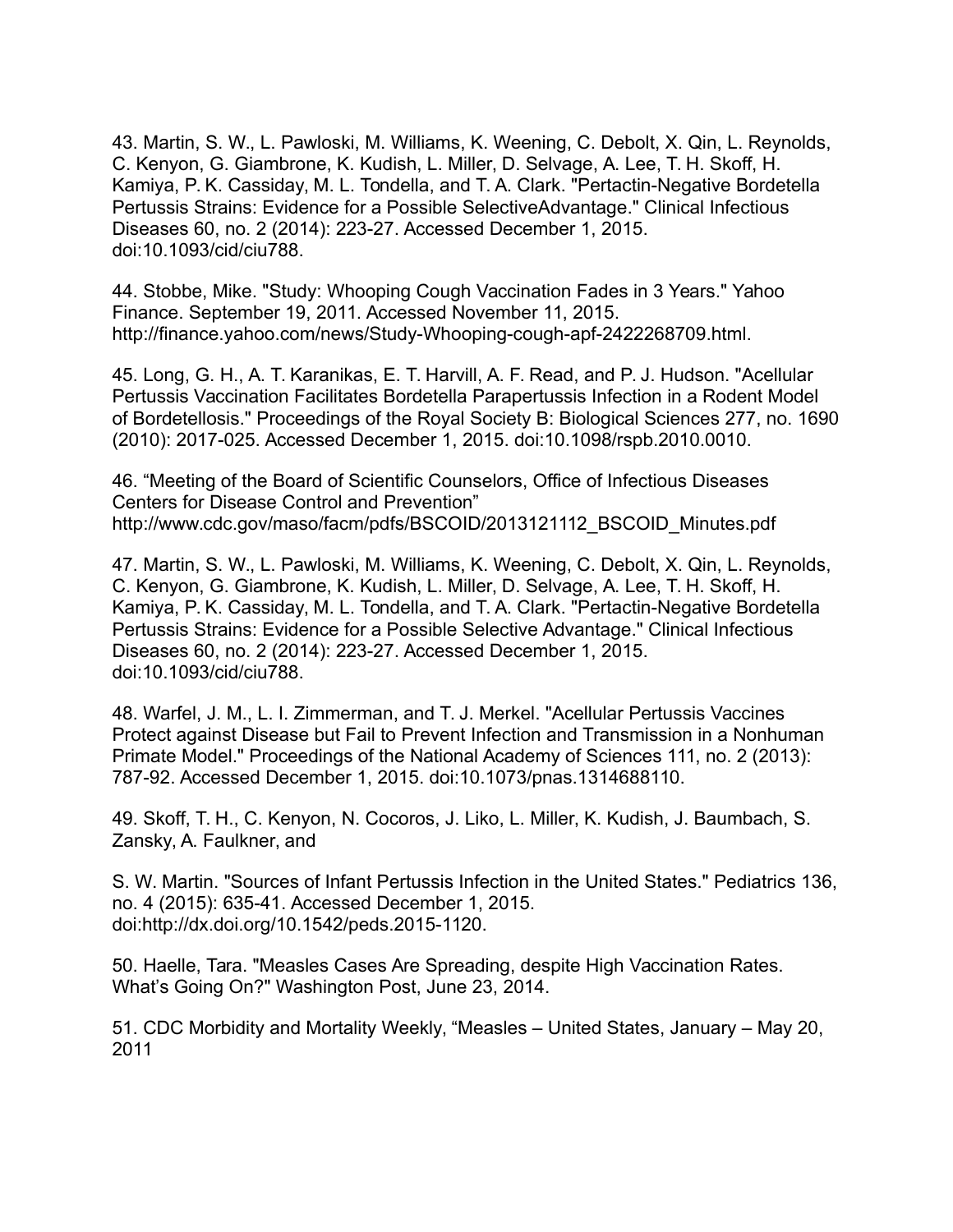43. Martin, S. W., L. Pawloski, M. Williams, K. Weening, C. Debolt, X. Qin, L. Reynolds, C. Kenyon, G. Giambrone, K. Kudish, L. Miller, D. Selvage, A. Lee, T. H. Skoff, H. Kamiya, P. K. Cassiday, M. L. Tondella, and T. A. Clark. "Pertactin-Negative Bordetella Pertussis Strains: Evidence for a Possible SelectiveAdvantage." Clinical Infectious Diseases 60, no. 2 (2014): 223-27. Accessed December 1, 2015. doi:10.1093/cid/ciu788.

44. Stobbe, Mike. "Study: Whooping Cough Vaccination Fades in 3 Years." Yahoo Finance. September 19, 2011. Accessed November 11, 2015. http://finance.yahoo.com/news/Study-Whooping-cough-apf-2422268709.html.

45. Long, G. H., A. T. Karanikas, E. T. Harvill, A. F. Read, and P. J. Hudson. "Acellular Pertussis Vaccination Facilitates Bordetella Parapertussis Infection in a Rodent Model of Bordetellosis." Proceedings of the Royal Society B: Biological Sciences 277, no. 1690 (2010): 2017-025. Accessed December 1, 2015. doi:10.1098/rspb.2010.0010.

46. "Meeting of the Board of Scientific Counselors, Office of Infectious Diseases Centers for Disease Control and Prevention" http://www.cdc.gov/maso/facm/pdfs/BSCOID/2013121112_BSCOID_Minutes.pdf

47. Martin, S. W., L. Pawloski, M. Williams, K. Weening, C. Debolt, X. Qin, L. Reynolds, C. Kenyon, G. Giambrone, K. Kudish, L. Miller, D. Selvage, A. Lee, T. H. Skoff, H. Kamiya, P. K. Cassiday, M. L. Tondella, and T. A. Clark. "Pertactin-Negative Bordetella Pertussis Strains: Evidence for a Possible Selective Advantage." Clinical Infectious Diseases 60, no. 2 (2014): 223-27. Accessed December 1, 2015. doi:10.1093/cid/ciu788.

48. Warfel, J. M., L. I. Zimmerman, and T. J. Merkel. "Acellular Pertussis Vaccines Protect against Disease but Fail to Prevent Infection and Transmission in a Nonhuman Primate Model." Proceedings of the National Academy of Sciences 111, no. 2 (2013): 787-92. Accessed December 1, 2015. doi:10.1073/pnas.1314688110.

49. Skoff, T. H., C. Kenyon, N. Cocoros, J. Liko, L. Miller, K. Kudish, J. Baumbach, S. Zansky, A. Faulkner, and

S. W. Martin. "Sources of Infant Pertussis Infection in the United States." Pediatrics 136, no. 4 (2015): 635-41. Accessed December 1, 2015. doi:http://dx.doi.org/10.1542/peds.2015-1120.

50. Haelle, Tara. "Measles Cases Are Spreading, despite High Vaccination Rates. What's Going On?" Washington Post, June 23, 2014.

51. CDC Morbidity and Mortality Weekly, "Measles – United States, January – May 20, 2011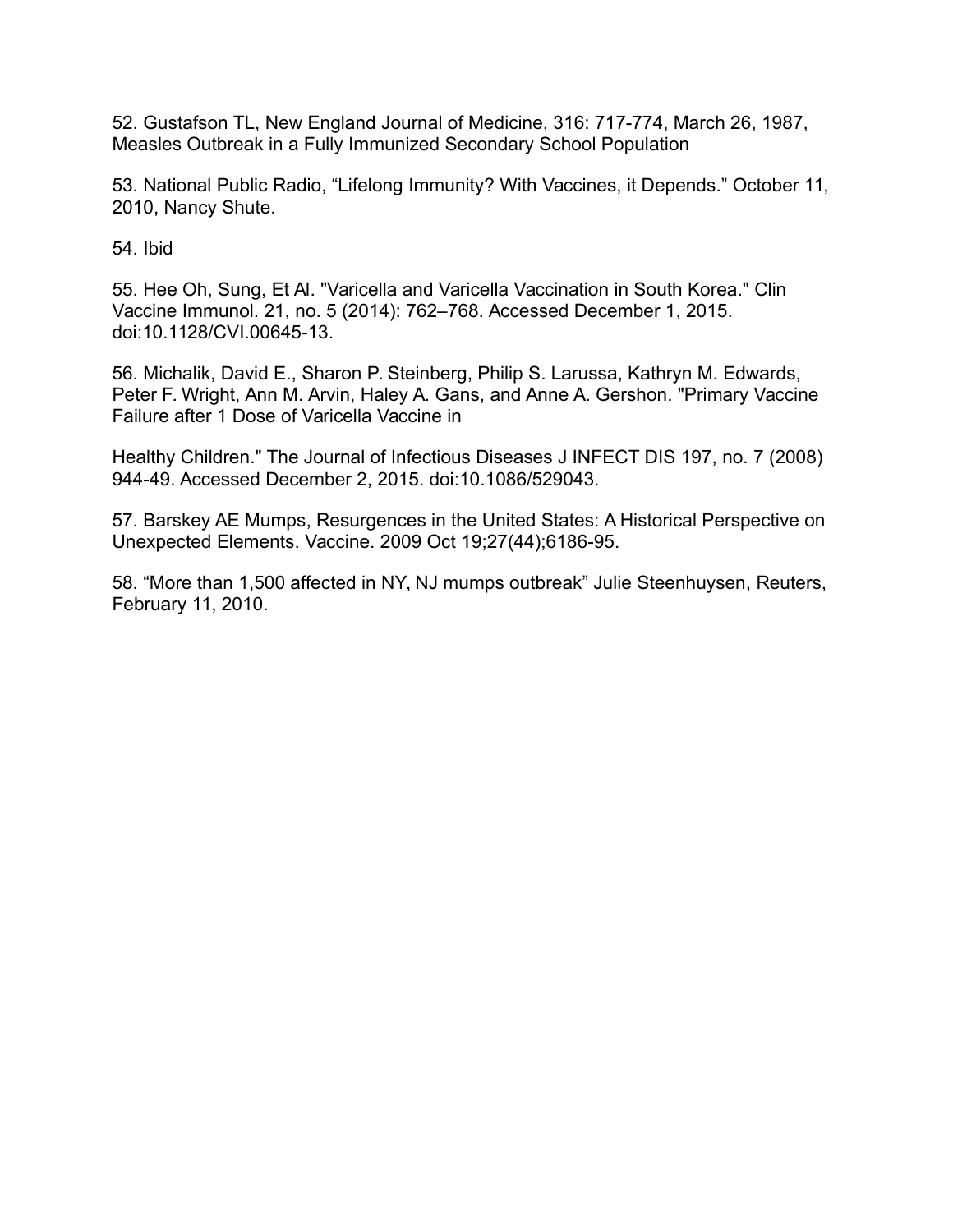52. Gustafson TL, New England Journal of Medicine, 316: 717-774, March 26, 1987, Measles Outbreak in a Fully Immunized Secondary School Population

53. National Public Radio, “Lifelong Immunity? With Vaccines, it Depends.” October 11, 2010, Nancy Shute.

54. Ibid

55. Hee Oh, Sung, Et Al. "Varicella and Varicella Vaccination in South Korea." Clin Vaccine Immunol. 21, no. 5 (2014): 762–768. Accessed December 1, 2015. doi:10.1128/CVI.00645-13.

56. Michalik, David E., Sharon P. Steinberg, Philip S. Larussa, Kathryn M. Edwards, Peter F. Wright, Ann M. Arvin, Haley A. Gans, and Anne A. Gershon. "Primary Vaccine Failure after 1 Dose of Varicella Vaccine in

Healthy Children." The Journal of Infectious Diseases J INFECT DIS 197, no. 7 (2008) 944-49. Accessed December 2, 2015. doi:10.1086/529043.

57. Barskey AE Mumps, Resurgences in the United States: A Historical Perspective on Unexpected Elements. Vaccine. 2009 Oct 19;27(44);6186-95.

58. “More than 1,500 affected in NY, NJ mumps outbreak” Julie Steenhuysen, Reuters, February 11, 2010.